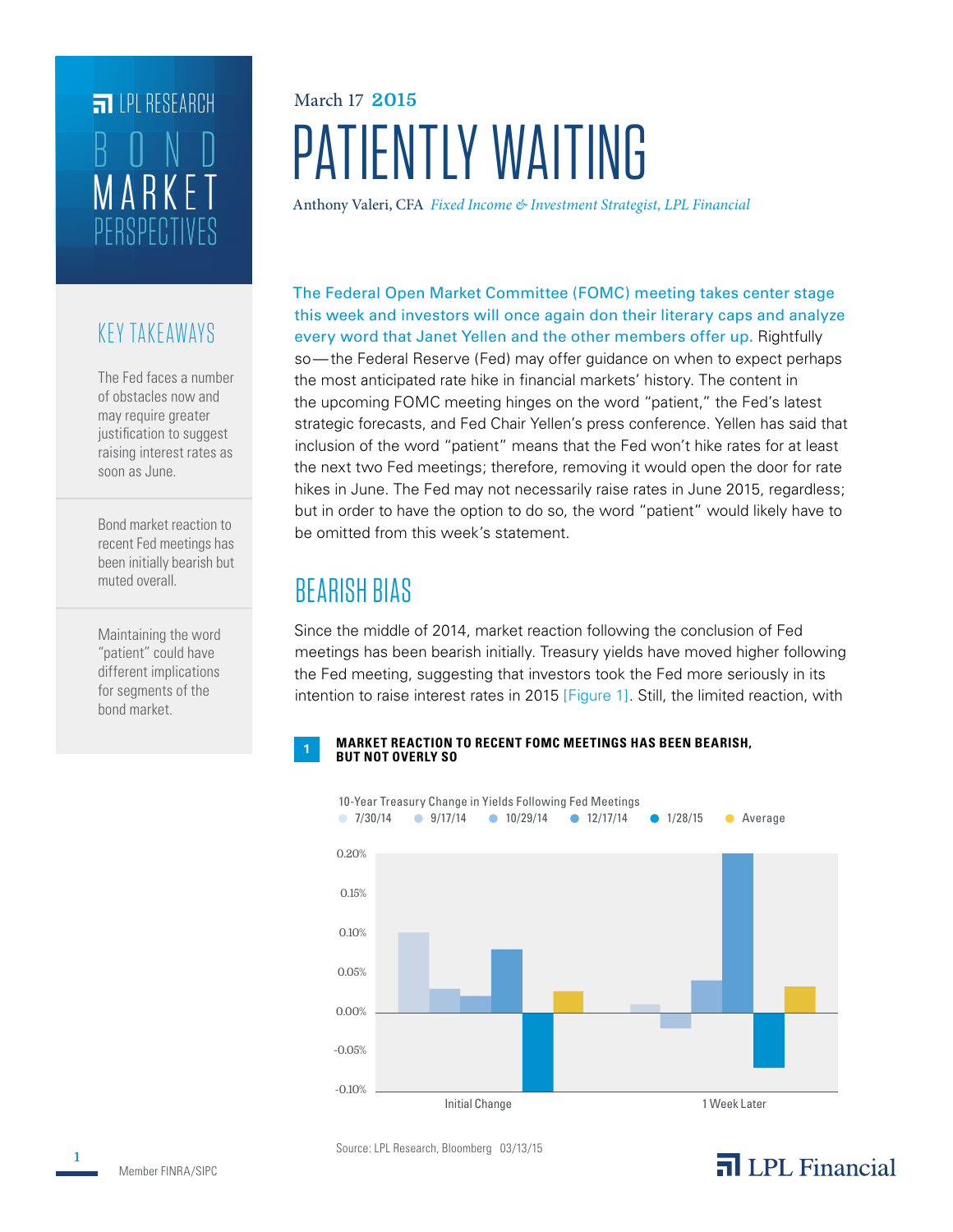LPL RESEARCH

# BOND MARKET PERSPECTIVES

March 17 2015

# PATIENTLY WAITING

Anthony Valeri, CFA *Fixed Income & Investment Strategist, LPL Financial*

## KEY TAKEAWAYS

The Fed faces a number of obstacles now and may require greater justification to suggest raising interest rates as soon as June.

Bond market reaction to recent Fed meetings has been initially bearish but muted overall.

Maintaining the word "patient" could have different implications for segments of the bond market.

The Federal Open Market Committee (FOMC) meeting takes center stage this week and investors will once again don their literary caps and analyze every word that Janet Yellen and the other members offer up. Rightfully so—the Federal Reserve (Fed) may offer guidance on when to expect perhaps the most anticipated rate hike in financial markets' history. The content in the upcoming FOMC meeting hinges on the word "patient," the Fed's latest strategic forecasts, and Fed Chair Yellen's press conference. Yellen has said that inclusion of the word "patient" means that the Fed won't hike rates for at least the next two Fed meetings; therefore, removing it would open the door for rate hikes in June. The Fed may not necessarily raise rates in June 2015, regardless; but in order to have the option to do so, the word "patient" would likely have to be omitted from this week's statement.

## BEARISH BIAS

Since the middle of 2014, market reaction following the conclusion of Fed meetings has been bearish initially. Treasury yields have moved higher following the Fed meeting, suggesting that investors took the Fed more seriously in its intention to raise interest rates in 2015 [Figure 1]. Still, the limited reaction, with

**1 MARKET REACTION TO RECENT FOMC MEETINGS HAS BEEN BEARISH, BUT NOT OVERLY SO**

10-Year Treasury Change in Yields Following Fed Meetings

| | 7/30/14 | 9/17/14 | 10/29/14 | 12/17/14 | 1/28/15 | Average |
|---|---|---|---|---|---|---|
| Initial Change | 0.10% | 0.03% | 0.02% | 0.08% | -0.10% | 0.03% |
| 1 Week Later | 0.01% | -0.02% | 0.04% | 0.20% | -0.07% | 0.03% |

Source: LPL Research, Bloomberg 03/13/15

Member FINRA/SIPC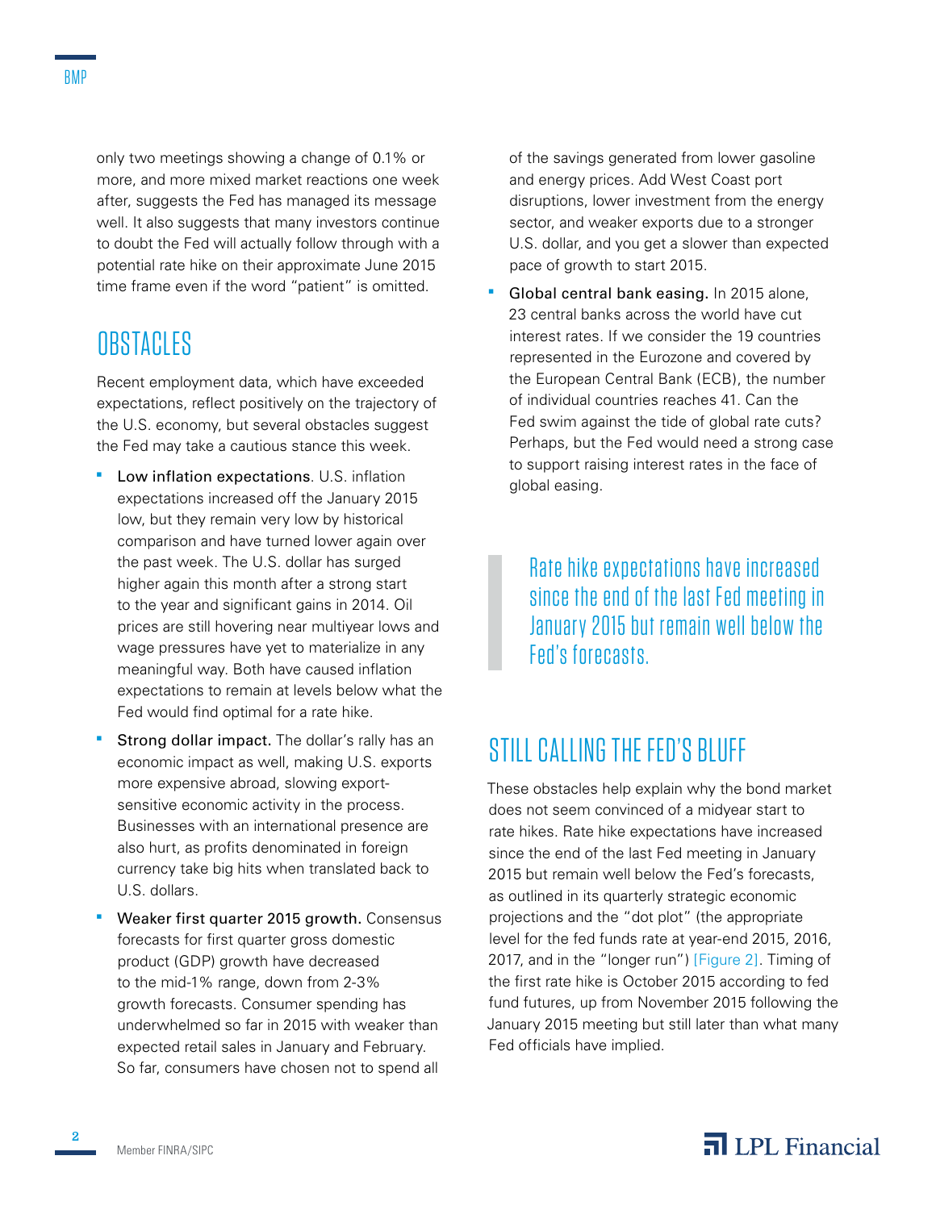only two meetings showing a change of 0.1% or more, and more mixed market reactions one week after, suggests the Fed has managed its message well. It also suggests that many investors continue to doubt the Fed will actually follow through with a potential rate hike on their approximate June 2015 time frame even if the word "patient" is omitted.

## OBSTACLES

Recent employment data, which have exceeded expectations, reflect positively on the trajectory of the U.S. economy, but several obstacles suggest the Fed may take a cautious stance this week.

- **Low inflation expectations**. U.S. inflation expectations increased off the January 2015 low, but they remain very low by historical comparison and have turned lower again over the past week. The U.S. dollar has surged higher again this month after a strong start to the year and significant gains in 2014. Oil prices are still hovering near multiyear lows and wage pressures have yet to materialize in any meaningful way. Both have caused inflation expectations to remain at levels below what the Fed would find optimal for a rate hike.
- **Strong dollar impact.** The dollar's rally has an economic impact as well, making U.S. exports more expensive abroad, slowing export-sensitive economic activity in the process. Businesses with an international presence are also hurt, as profits denominated in foreign currency take big hits when translated back to U.S. dollars.
- **Weaker first quarter 2015 growth.** Consensus forecasts for first quarter gross domestic product (GDP) growth have decreased to the mid-1% range, down from 2-3% growth forecasts. Consumer spending has underwhelmed so far in 2015 with weaker than expected retail sales in January and February. So far, consumers have chosen not to spend all of the savings generated from lower gasoline and energy prices. Add West Coast port disruptions, lower investment from the energy sector, and weaker exports due to a stronger U.S. dollar, and you get a slower than expected pace of growth to start 2015.
- **Global central bank easing.** In 2015 alone, 23 central banks across the world have cut interest rates. If we consider the 19 countries represented in the Eurozone and covered by the European Central Bank (ECB), the number of individual countries reaches 41. Can the Fed swim against the tide of global rate cuts? Perhaps, but the Fed would need a strong case to support raising interest rates in the face of global easing.

> Rate hike expectations have increased since the end of the last Fed meeting in January 2015 but remain well below the Fed's forecasts.

## STILL CALLING THE FED'S BLUFF

These obstacles help explain why the bond market does not seem convinced of a midyear start to rate hikes. Rate hike expectations have increased since the end of the last Fed meeting in January 2015 but remain well below the Fed's forecasts, as outlined in its quarterly strategic economic projections and the "dot plot" (the appropriate level for the fed funds rate at year-end 2015, 2016, 2017, and in the "longer run") [Figure 2]. Timing of the first rate hike is October 2015 according to fed fund futures, up from November 2015 following the January 2015 meeting but still later than what many Fed officials have implied.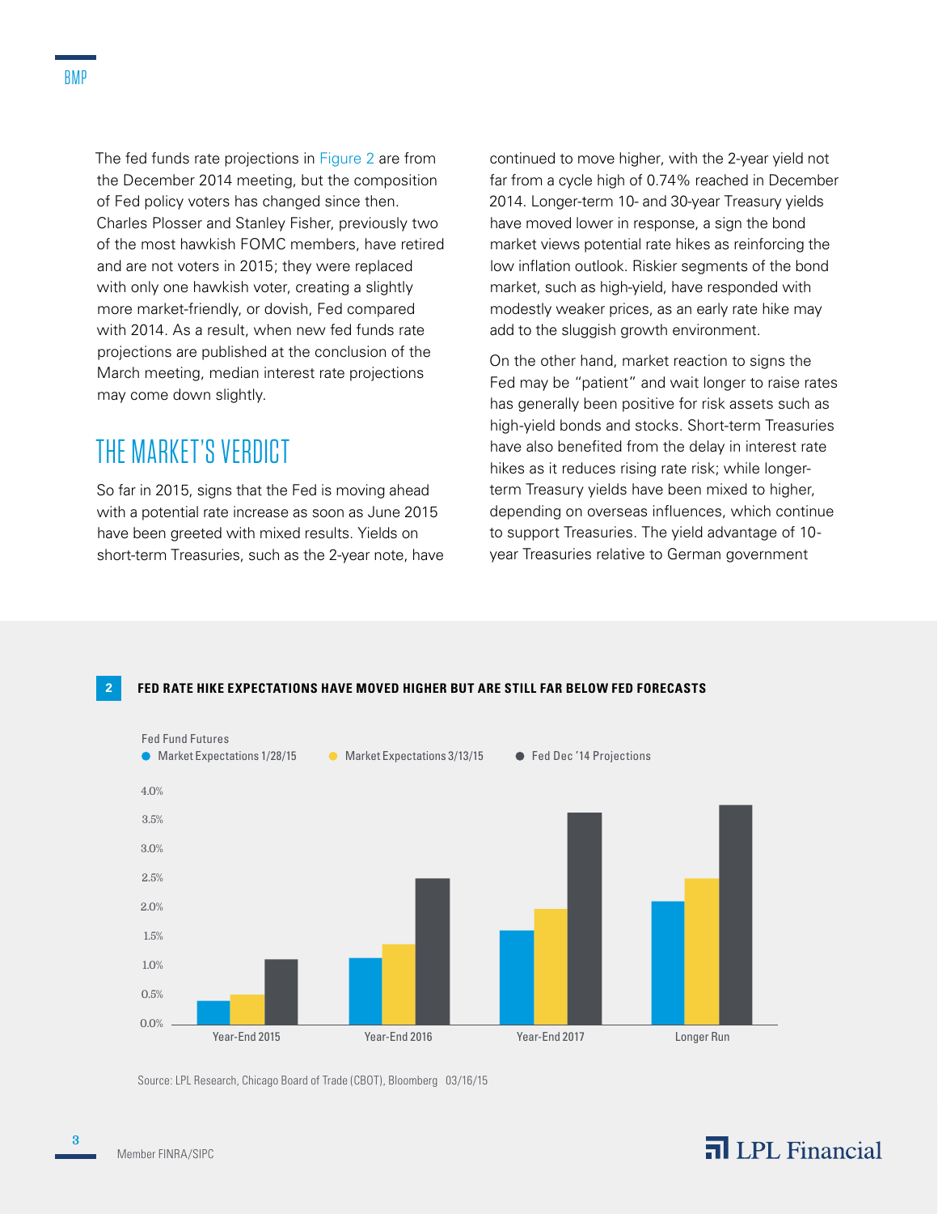The fed funds rate projections in Figure 2 are from the December 2014 meeting, but the composition of Fed policy voters has changed since then. Charles Plosser and Stanley Fisher, previously two of the most hawkish FOMC members, have retired and are not voters in 2015; they were replaced with only one hawkish voter, creating a slightly more market-friendly, or dovish, Fed compared with 2014. As a result, when new fed funds rate projections are published at the conclusion of the March meeting, median interest rate projections may come down slightly.

## THE MARKET'S VERDICT

So far in 2015, signs that the Fed is moving ahead with a potential rate increase as soon as June 2015 have been greeted with mixed results. Yields on short-term Treasuries, such as the 2-year note, have continued to move higher, with the 2-year yield not far from a cycle high of 0.74% reached in December 2014. Longer-term 10- and 30-year Treasury yields have moved lower in response, a sign the bond market views potential rate hikes as reinforcing the low inflation outlook. Riskier segments of the bond market, such as high-yield, have responded with modestly weaker prices, as an early rate hike may add to the sluggish growth environment.

On the other hand, market reaction to signs the Fed may be "patient" and wait longer to raise rates has generally been positive for risk assets such as high-yield bonds and stocks. Short-term Treasuries have also benefited from the delay in interest rate hikes as it reduces rising rate risk; while longer-term Treasury yields have been mixed to higher, depending on overseas influences, which continue to support Treasuries. The yield advantage of 10-year Treasuries relative to German government

**2 FED RATE HIKE EXPECTATIONS HAVE MOVED HIGHER BUT ARE STILL FAR BELOW FED FORECASTS**

Fed Fund Futures

- Market Expectations 1/28/15
- Market Expectations 3/13/15
- Fed Dec '14 Projections

Source: LPL Research, Chicago Board of Trade (CBOT), Bloomberg 03/16/15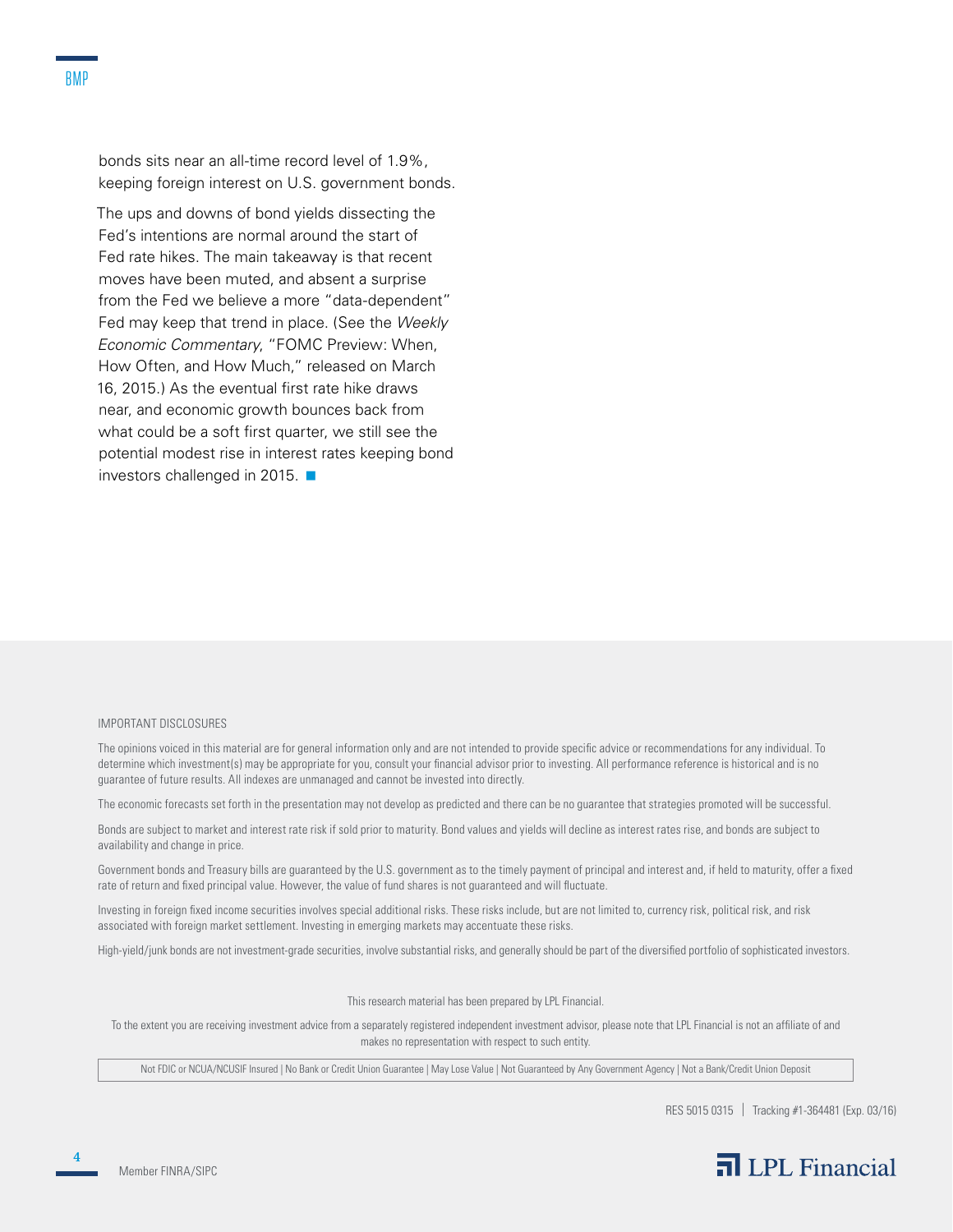bonds sits near an all-time record level of 1.9%, keeping foreign interest on U.S. government bonds.

The ups and downs of bond yields dissecting the Fed's intentions are normal around the start of Fed rate hikes. The main takeaway is that recent moves have been muted, and absent a surprise from the Fed we believe a more "data-dependent" Fed may keep that trend in place. (See the *Weekly Economic Commentary*, "FOMC Preview: When, How Often, and How Much," released on March 16, 2015.) As the eventual first rate hike draws near, and economic growth bounces back from what could be a soft first quarter, we still see the potential modest rise in interest rates keeping bond investors challenged in 2015. ■

IMPORTANT DISCLOSURES

The opinions voiced in this material are for general information only and are not intended to provide specific advice or recommendations for any individual. To determine which investment(s) may be appropriate for you, consult your financial advisor prior to investing. All performance reference is historical and is no guarantee of future results. All indexes are unmanaged and cannot be invested into directly.

The economic forecasts set forth in the presentation may not develop as predicted and there can be no guarantee that strategies promoted will be successful.

Bonds are subject to market and interest rate risk if sold prior to maturity. Bond values and yields will decline as interest rates rise, and bonds are subject to availability and change in price.

Government bonds and Treasury bills are guaranteed by the U.S. government as to the timely payment of principal and interest and, if held to maturity, offer a fixed rate of return and fixed principal value. However, the value of fund shares is not guaranteed and will fluctuate.

Investing in foreign fixed income securities involves special additional risks. These risks include, but are not limited to, currency risk, political risk, and risk associated with foreign market settlement. Investing in emerging markets may accentuate these risks.

High-yield/junk bonds are not investment-grade securities, involve substantial risks, and generally should be part of the diversified portfolio of sophisticated investors.

This research material has been prepared by LPL Financial.

To the extent you are receiving investment advice from a separately registered independent investment advisor, please note that LPL Financial is not an affiliate of and makes no representation with respect to such entity.

Not FDIC or NCUA/NCUSIF Insured | No Bank or Credit Union Guarantee | May Lose Value | Not Guaranteed by Any Government Agency | Not a Bank/Credit Union Deposit

RES 5015 0315 | Tracking #1-364481 (Exp. 03/16)

Member FINRA/SIPC

LPL Financial